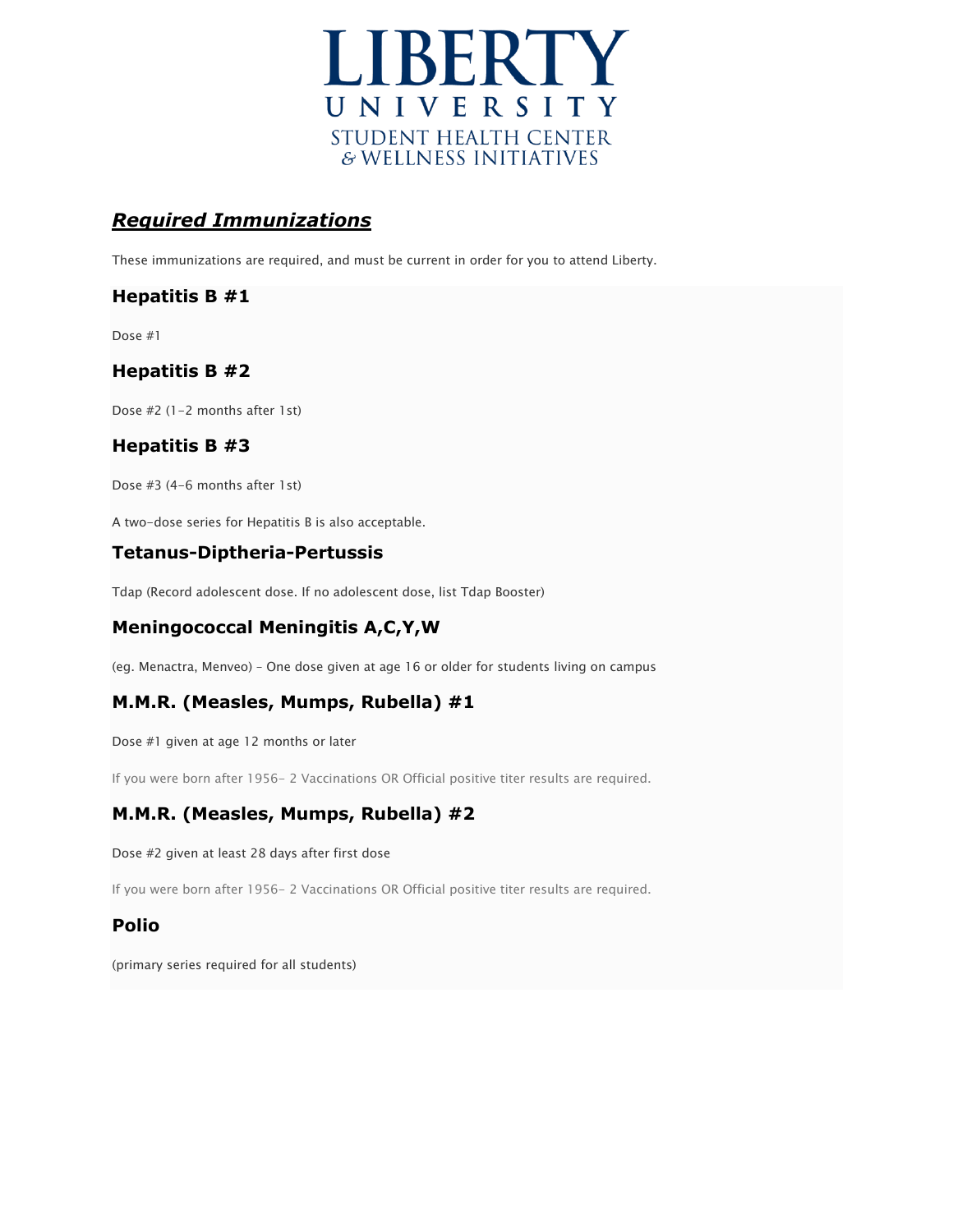LIBERTY
UNIVERSITY
STUDENT HEALTH CENTER
& WELLNESS INITIATIVES

## ***Required Immunizations***

These immunizations are required, and must be current in order for you to attend Liberty.

### Hepatitis B #1

Dose #1

### Hepatitis B #2

Dose #2 (1-2 months after 1st)

### Hepatitis B #3

Dose #3 (4-6 months after 1st)

A two-dose series for Hepatitis B is also acceptable.

### Tetanus-Diptheria-Pertussis

Tdap (Record adolescent dose. If no adolescent dose, list Tdap Booster)

### Meningococcal Meningitis A,C,Y,W

(eg. Menactra, Menveo) - One dose given at age 16 or older for students living on campus

### M.M.R. (Measles, Mumps, Rubella) #1

Dose #1 given at age 12 months or later

If you were born after 1956- 2 Vaccinations OR Official positive titer results are required.

### M.M.R. (Measles, Mumps, Rubella) #2

Dose #2 given at least 28 days after first dose

If you were born after 1956- 2 Vaccinations OR Official positive titer results are required.

### Polio

(primary series required for all students)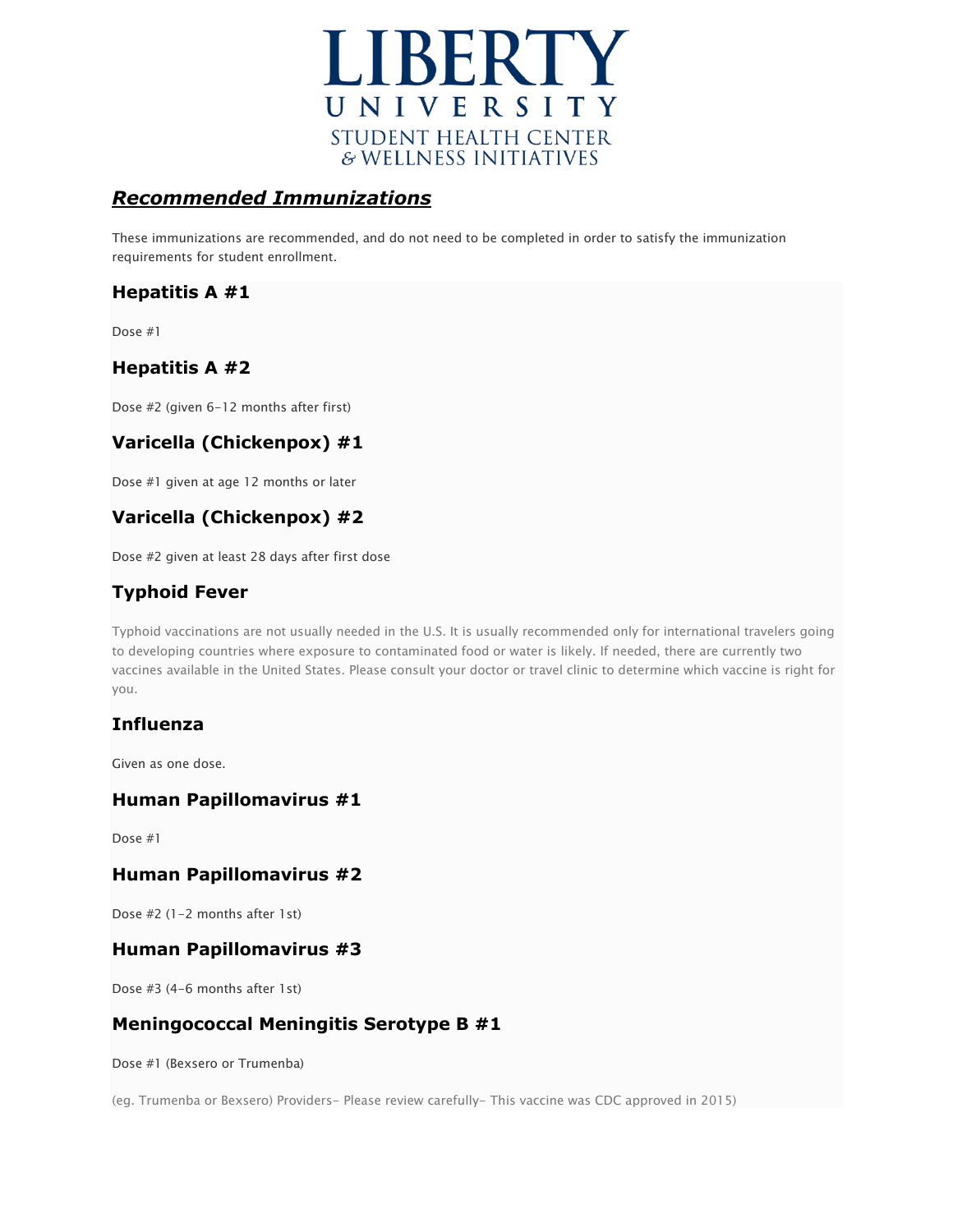LIBERTY UNIVERSITY
STUDENT HEALTH CENTER
& WELLNESS INITIATIVES

## ***Recommended Immunizations***

These immunizations are recommended, and do not need to be completed in order to satisfy the immunization requirements for student enrollment.

### Hepatitis A #1

Dose #1

### Hepatitis A #2

Dose #2 (given 6-12 months after first)

### Varicella (Chickenpox) #1

Dose #1 given at age 12 months or later

### Varicella (Chickenpox) #2

Dose #2 given at least 28 days after first dose

### Typhoid Fever

Typhoid vaccinations are not usually needed in the U.S. It is usually recommended only for international travelers going to developing countries where exposure to contaminated food or water is likely. If needed, there are currently two vaccines available in the United States. Please consult your doctor or travel clinic to determine which vaccine is right for you.

### Influenza

Given as one dose.

### Human Papillomavirus #1

Dose #1

### Human Papillomavirus #2

Dose #2 (1-2 months after 1st)

### Human Papillomavirus #3

Dose #3 (4-6 months after 1st)

### Meningococcal Meningitis Serotype B #1

Dose #1 (Bexsero or Trumenba)

(eg. Trumenba or Bexsero) Providers- Please review carefully- This vaccine was CDC approved in 2015)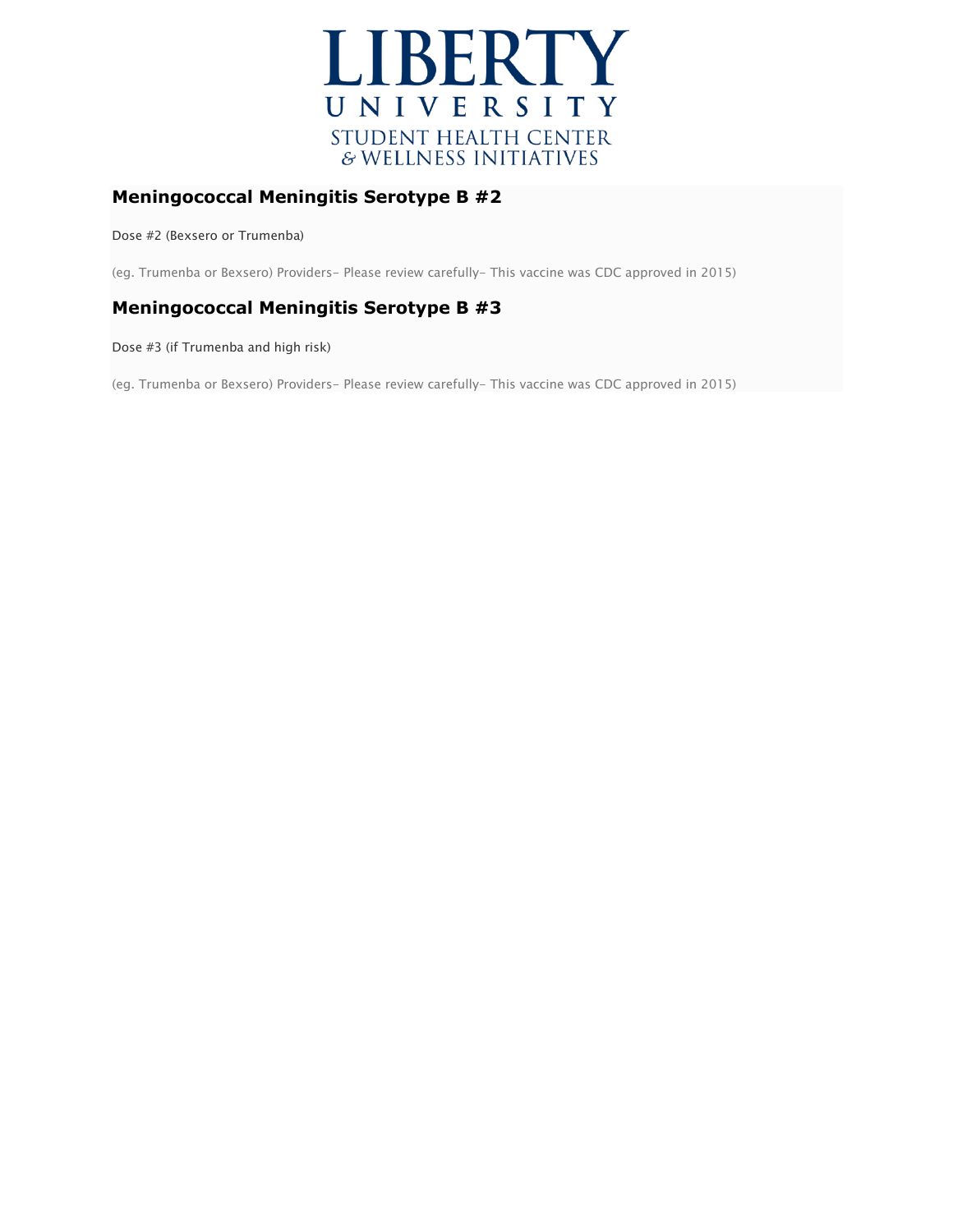## Meningococcal Meningitis Serotype B #2

Dose #2 (Bexsero or Trumenba)

(eg. Trumenba or Bexsero) Providers- Please review carefully- This vaccine was CDC approved in 2015)

## Meningococcal Meningitis Serotype B #3

Dose #3 (if Trumenba and high risk)

(eg. Trumenba or Bexsero) Providers- Please review carefully- This vaccine was CDC approved in 2015)